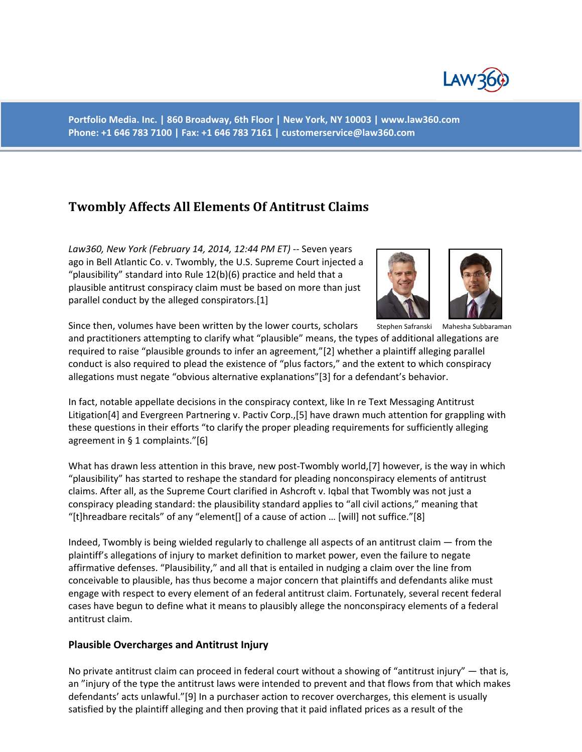Portfolio Media. Inc. | 860 Broadway, 6th Floor | New York, NY 10003 | www.law360.com
Phone: +1 646 783 7100 | Fax: +1 646 783 7161 | customerservice@law360.com

# Twombly Affects All Elements Of Antitrust Claims

*Law360, New York (February 14, 2014, 12:44 PM ET)* -- Seven years ago in Bell Atlantic Co. v. Twombly, the U.S. Supreme Court injected a "plausibility" standard into Rule 12(b)(6) practice and held that a plausible antitrust conspiracy claim must be based on more than just parallel conduct by the alleged conspirators.[1]

Stephen Safranski   Mahesha Subbaraman

Since then, volumes have been written by the lower courts, scholars and practitioners attempting to clarify what "plausible" means, the types of additional allegations are required to raise "plausible grounds to infer an agreement,"[2] whether a plaintiff alleging parallel conduct is also required to plead the existence of "plus factors," and the extent to which conspiracy allegations must negate "obvious alternative explanations"[3] for a defendant's behavior.

In fact, notable appellate decisions in the conspiracy context, like In re Text Messaging Antitrust Litigation[4] and Evergreen Partnering v. Pactiv Corp.,[5] have drawn much attention for grappling with these questions in their efforts "to clarify the proper pleading requirements for sufficiently alleging agreement in § 1 complaints."[6]

What has drawn less attention in this brave, new post-Twombly world,[7] however, is the way in which "plausibility" has started to reshape the standard for pleading nonconspiracy elements of antitrust claims. After all, as the Supreme Court clarified in Ashcroft v. Iqbal that Twombly was not just a conspiracy pleading standard: the plausibility standard applies to "all civil actions," meaning that "[t]hreadbare recitals" of any "element[] of a cause of action … [will] not suffice."[8]

Indeed, Twombly is being wielded regularly to challenge all aspects of an antitrust claim — from the plaintiff's allegations of injury to market definition to market power, even the failure to negate affirmative defenses. "Plausibility," and all that is entailed in nudging a claim over the line from conceivable to plausible, has thus become a major concern that plaintiffs and defendants alike must engage with respect to every element of an federal antitrust claim. Fortunately, several recent federal cases have begun to define what it means to plausibly allege the nonconspiracy elements of a federal antitrust claim.

### Plausible Overcharges and Antitrust Injury

No private antitrust claim can proceed in federal court without a showing of "antitrust injury" — that is, an "injury of the type the antitrust laws were intended to prevent and that flows from that which makes defendants' acts unlawful."[9] In a purchaser action to recover overcharges, this element is usually satisfied by the plaintiff alleging and then proving that it paid inflated prices as a result of the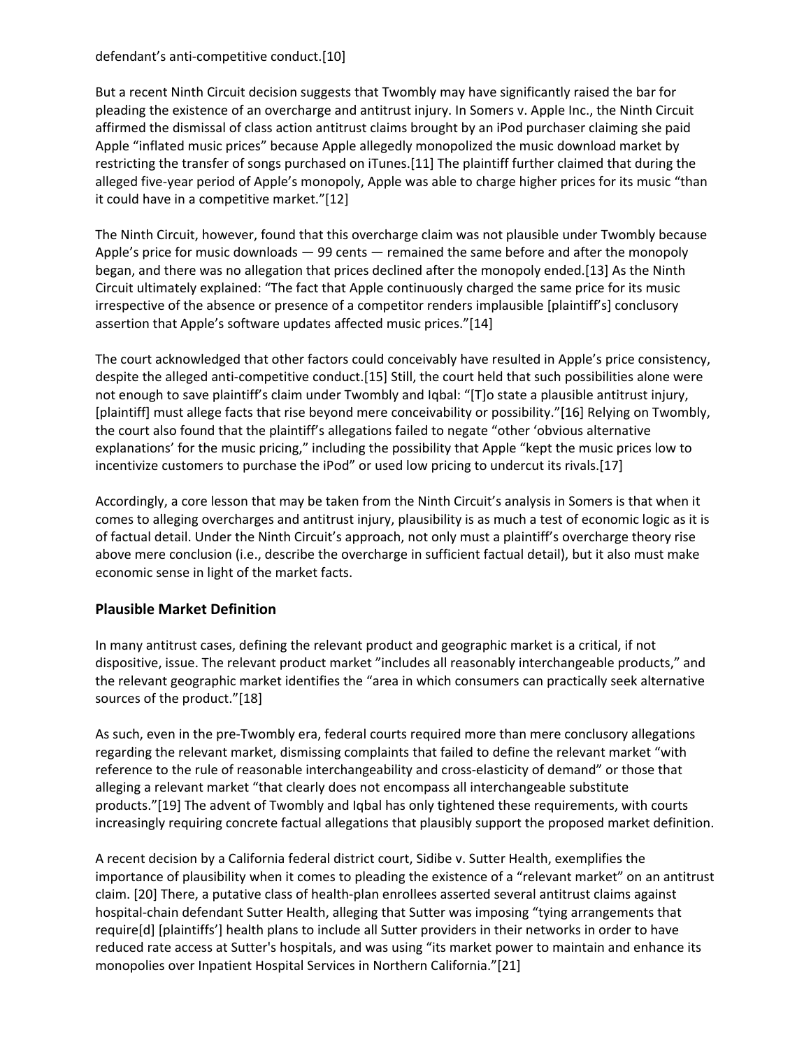defendant's anti-competitive conduct.[10]

But a recent Ninth Circuit decision suggests that Twombly may have significantly raised the bar for pleading the existence of an overcharge and antitrust injury. In Somers v. Apple Inc., the Ninth Circuit affirmed the dismissal of class action antitrust claims brought by an iPod purchaser claiming she paid Apple "inflated music prices" because Apple allegedly monopolized the music download market by restricting the transfer of songs purchased on iTunes.[11] The plaintiff further claimed that during the alleged five-year period of Apple's monopoly, Apple was able to charge higher prices for its music "than it could have in a competitive market."[12]

The Ninth Circuit, however, found that this overcharge claim was not plausible under Twombly because Apple's price for music downloads — 99 cents — remained the same before and after the monopoly began, and there was no allegation that prices declined after the monopoly ended.[13] As the Ninth Circuit ultimately explained: "The fact that Apple continuously charged the same price for its music irrespective of the absence or presence of a competitor renders implausible [plaintiff's] conclusory assertion that Apple's software updates affected music prices."[14]

The court acknowledged that other factors could conceivably have resulted in Apple's price consistency, despite the alleged anti-competitive conduct.[15] Still, the court held that such possibilities alone were not enough to save plaintiff's claim under Twombly and Iqbal: "[T]o state a plausible antitrust injury, [plaintiff] must allege facts that rise beyond mere conceivability or possibility."[16] Relying on Twombly, the court also found that the plaintiff's allegations failed to negate "other 'obvious alternative explanations' for the music pricing," including the possibility that Apple "kept the music prices low to incentivize customers to purchase the iPod" or used low pricing to undercut its rivals.[17]

Accordingly, a core lesson that may be taken from the Ninth Circuit's analysis in Somers is that when it comes to alleging overcharges and antitrust injury, plausibility is as much a test of economic logic as it is of factual detail. Under the Ninth Circuit's approach, not only must a plaintiff's overcharge theory rise above mere conclusion (i.e., describe the overcharge in sufficient factual detail), but it also must make economic sense in light of the market facts.

## Plausible Market Definition

In many antitrust cases, defining the relevant product and geographic market is a critical, if not dispositive, issue. The relevant product market "includes all reasonably interchangeable products," and the relevant geographic market identifies the "area in which consumers can practically seek alternative sources of the product."[18]

As such, even in the pre-Twombly era, federal courts required more than mere conclusory allegations regarding the relevant market, dismissing complaints that failed to define the relevant market "with reference to the rule of reasonable interchangeability and cross-elasticity of demand" or those that alleging a relevant market "that clearly does not encompass all interchangeable substitute products."[19] The advent of Twombly and Iqbal has only tightened these requirements, with courts increasingly requiring concrete factual allegations that plausibly support the proposed market definition.

A recent decision by a California federal district court, Sidibe v. Sutter Health, exemplifies the importance of plausibility when it comes to pleading the existence of a "relevant market" on an antitrust claim. [20] There, a putative class of health-plan enrollees asserted several antitrust claims against hospital-chain defendant Sutter Health, alleging that Sutter was imposing "tying arrangements that require[d] [plaintiffs'] health plans to include all Sutter providers in their networks in order to have reduced rate access at Sutter's hospitals, and was using "its market power to maintain and enhance its monopolies over Inpatient Hospital Services in Northern California."[21]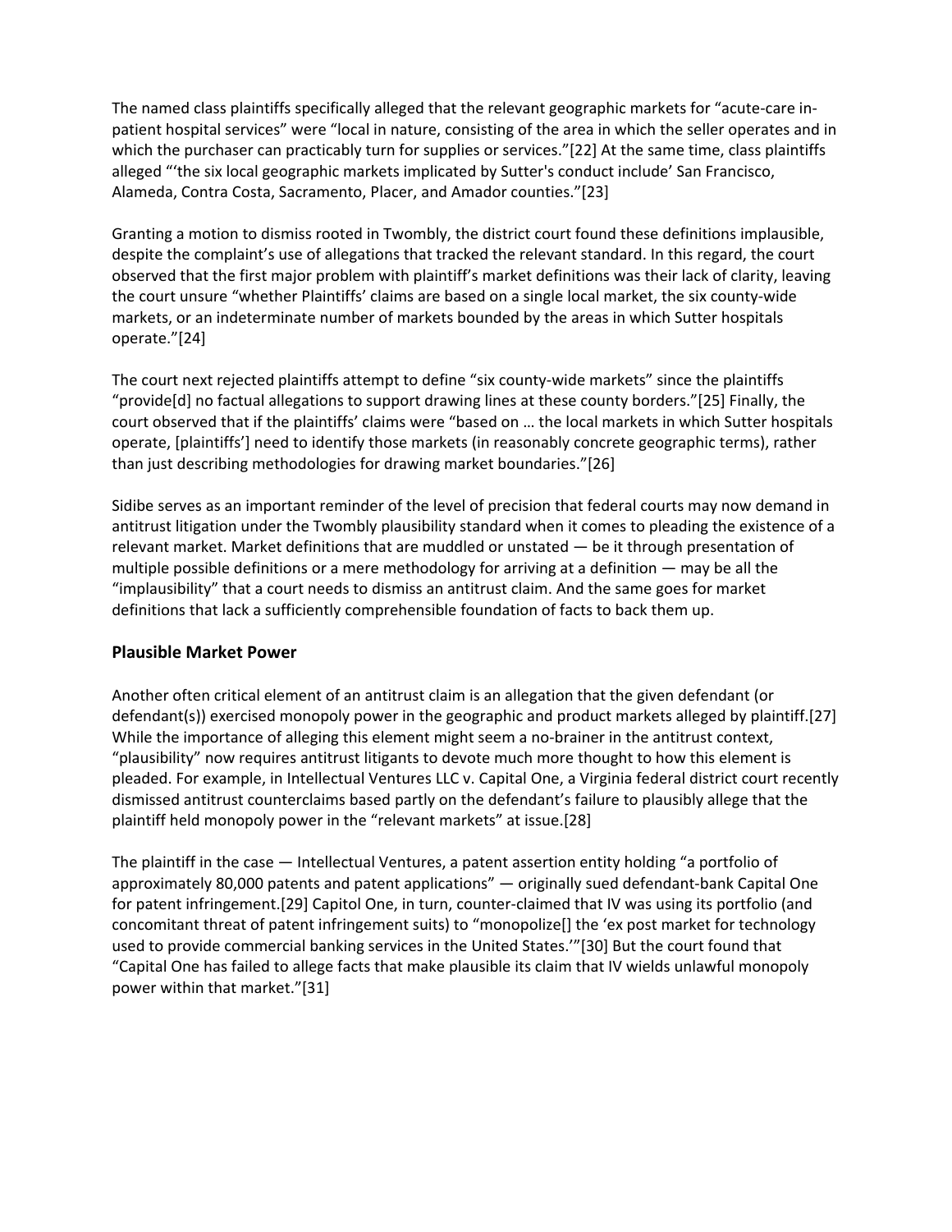The named class plaintiffs specifically alleged that the relevant geographic markets for "acute-care in-patient hospital services" were "local in nature, consisting of the area in which the seller operates and in which the purchaser can practicably turn for supplies or services."[22] At the same time, class plaintiffs alleged "'the six local geographic markets implicated by Sutter's conduct include' San Francisco, Alameda, Contra Costa, Sacramento, Placer, and Amador counties."[23]

Granting a motion to dismiss rooted in Twombly, the district court found these definitions implausible, despite the complaint's use of allegations that tracked the relevant standard. In this regard, the court observed that the first major problem with plaintiff's market definitions was their lack of clarity, leaving the court unsure "whether Plaintiffs' claims are based on a single local market, the six county-wide markets, or an indeterminate number of markets bounded by the areas in which Sutter hospitals operate."[24]

The court next rejected plaintiffs attempt to define "six county-wide markets" since the plaintiffs "provide[d] no factual allegations to support drawing lines at these county borders."[25] Finally, the court observed that if the plaintiffs' claims were "based on … the local markets in which Sutter hospitals operate, [plaintiffs'] need to identify those markets (in reasonably concrete geographic terms), rather than just describing methodologies for drawing market boundaries."[26]

Sidibe serves as an important reminder of the level of precision that federal courts may now demand in antitrust litigation under the Twombly plausibility standard when it comes to pleading the existence of a relevant market. Market definitions that are muddled or unstated — be it through presentation of multiple possible definitions or a mere methodology for arriving at a definition — may be all the "implausibility" that a court needs to dismiss an antitrust claim. And the same goes for market definitions that lack a sufficiently comprehensible foundation of facts to back them up.

### Plausible Market Power

Another often critical element of an antitrust claim is an allegation that the given defendant (or defendant(s)) exercised monopoly power in the geographic and product markets alleged by plaintiff.[27] While the importance of alleging this element might seem a no-brainer in the antitrust context, "plausibility" now requires antitrust litigants to devote much more thought to how this element is pleaded. For example, in Intellectual Ventures LLC v. Capital One, a Virginia federal district court recently dismissed antitrust counterclaims based partly on the defendant's failure to plausibly allege that the plaintiff held monopoly power in the "relevant markets" at issue.[28]

The plaintiff in the case — Intellectual Ventures, a patent assertion entity holding "a portfolio of approximately 80,000 patents and patent applications" — originally sued defendant-bank Capital One for patent infringement.[29] Capitol One, in turn, counter-claimed that IV was using its portfolio (and concomitant threat of patent infringement suits) to "monopolize[] the 'ex post market for technology used to provide commercial banking services in the United States.'"[30] But the court found that "Capital One has failed to allege facts that make plausible its claim that IV wields unlawful monopoly power within that market."[31]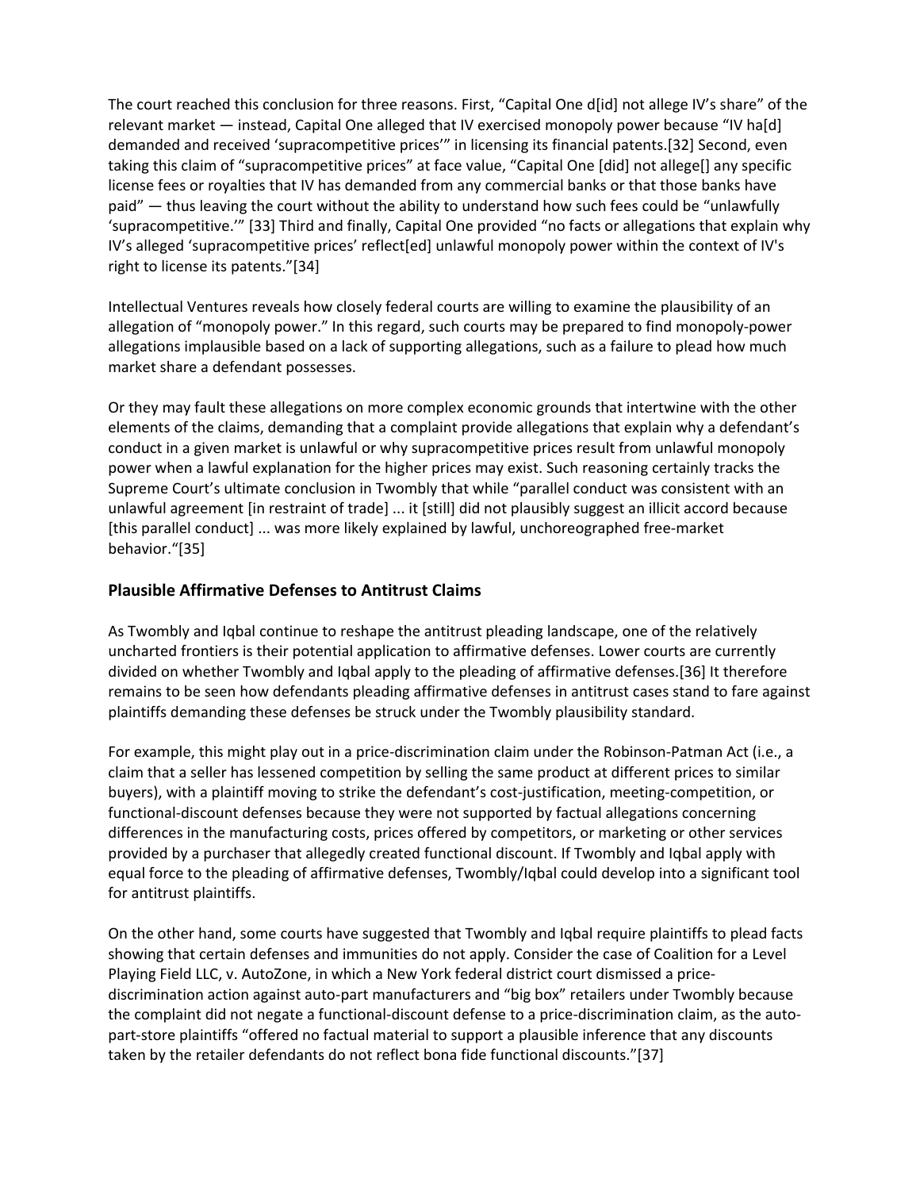The court reached this conclusion for three reasons. First, "Capital One d[id] not allege IV's share" of the relevant market — instead, Capital One alleged that IV exercised monopoly power because "IV ha[d] demanded and received 'supracompetitive prices'" in licensing its financial patents.[32] Second, even taking this claim of "supracompetitive prices" at face value, "Capital One [did] not allege[] any specific license fees or royalties that IV has demanded from any commercial banks or that those banks have paid" — thus leaving the court without the ability to understand how such fees could be "unlawfully 'supracompetitive.'" [33] Third and finally, Capital One provided "no facts or allegations that explain why IV's alleged 'supracompetitive prices' reflect[ed] unlawful monopoly power within the context of IV's right to license its patents."[34]

Intellectual Ventures reveals how closely federal courts are willing to examine the plausibility of an allegation of "monopoly power." In this regard, such courts may be prepared to find monopoly-power allegations implausible based on a lack of supporting allegations, such as a failure to plead how much market share a defendant possesses.

Or they may fault these allegations on more complex economic grounds that intertwine with the other elements of the claims, demanding that a complaint provide allegations that explain why a defendant's conduct in a given market is unlawful or why supracompetitive prices result from unlawful monopoly power when a lawful explanation for the higher prices may exist. Such reasoning certainly tracks the Supreme Court's ultimate conclusion in Twombly that while "parallel conduct was consistent with an unlawful agreement [in restraint of trade] ... it [still] did not plausibly suggest an illicit accord because [this parallel conduct] ... was more likely explained by lawful, unchoreographed free-market behavior."[35]

## Plausible Affirmative Defenses to Antitrust Claims

As Twombly and Iqbal continue to reshape the antitrust pleading landscape, one of the relatively uncharted frontiers is their potential application to affirmative defenses. Lower courts are currently divided on whether Twombly and Iqbal apply to the pleading of affirmative defenses.[36] It therefore remains to be seen how defendants pleading affirmative defenses in antitrust cases stand to fare against plaintiffs demanding these defenses be struck under the Twombly plausibility standard.

For example, this might play out in a price-discrimination claim under the Robinson-Patman Act (i.e., a claim that a seller has lessened competition by selling the same product at different prices to similar buyers), with a plaintiff moving to strike the defendant's cost-justification, meeting-competition, or functional-discount defenses because they were not supported by factual allegations concerning differences in the manufacturing costs, prices offered by competitors, or marketing or other services provided by a purchaser that allegedly created functional discount. If Twombly and Iqbal apply with equal force to the pleading of affirmative defenses, Twombly/Iqbal could develop into a significant tool for antitrust plaintiffs.

On the other hand, some courts have suggested that Twombly and Iqbal require plaintiffs to plead facts showing that certain defenses and immunities do not apply. Consider the case of Coalition for a Level Playing Field LLC, v. AutoZone, in which a New York federal district court dismissed a price-discrimination action against auto-part manufacturers and "big box" retailers under Twombly because the complaint did not negate a functional-discount defense to a price-discrimination claim, as the auto-part-store plaintiffs "offered no factual material to support a plausible inference that any discounts taken by the retailer defendants do not reflect bona fide functional discounts."[37]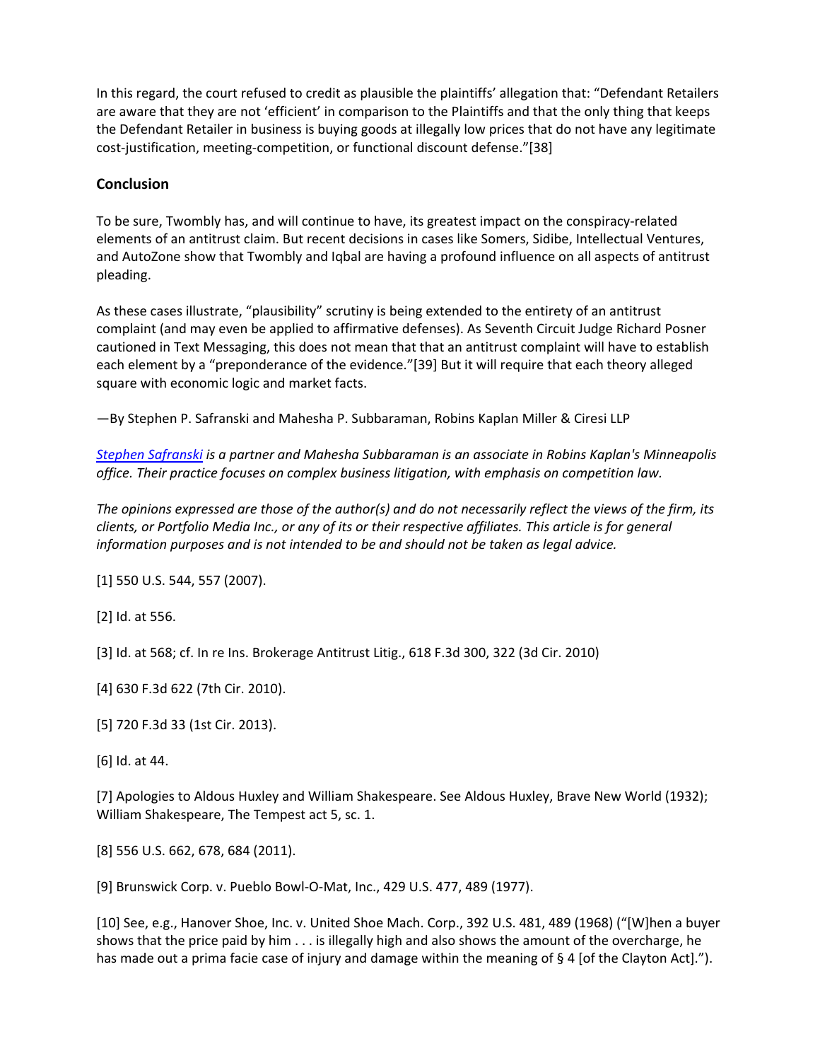In this regard, the court refused to credit as plausible the plaintiffs' allegation that: "Defendant Retailers are aware that they are not 'efficient' in comparison to the Plaintiffs and that the only thing that keeps the Defendant Retailer in business is buying goods at illegally low prices that do not have any legitimate cost-justification, meeting-competition, or functional discount defense."[38]

### Conclusion

To be sure, Twombly has, and will continue to have, its greatest impact on the conspiracy-related elements of an antitrust claim. But recent decisions in cases like Somers, Sidibe, Intellectual Ventures, and AutoZone show that Twombly and Iqbal are having a profound influence on all aspects of antitrust pleading.

As these cases illustrate, "plausibility" scrutiny is being extended to the entirety of an antitrust complaint (and may even be applied to affirmative defenses). As Seventh Circuit Judge Richard Posner cautioned in Text Messaging, this does not mean that that an antitrust complaint will have to establish each element by a "preponderance of the evidence."[39] But it will require that each theory alleged square with economic logic and market facts.

—By Stephen P. Safranski and Mahesha P. Subbaraman, Robins Kaplan Miller & Ciresi LLP

*Stephen Safranski is a partner and Mahesha Subbaraman is an associate in Robins Kaplan's Minneapolis office. Their practice focuses on complex business litigation, with emphasis on competition law.*

*The opinions expressed are those of the author(s) and do not necessarily reflect the views of the firm, its clients, or Portfolio Media Inc., or any of its or their respective affiliates. This article is for general information purposes and is not intended to be and should not be taken as legal advice.*

[1] 550 U.S. 544, 557 (2007).

[2] Id. at 556.

[3] Id. at 568; cf. In re Ins. Brokerage Antitrust Litig., 618 F.3d 300, 322 (3d Cir. 2010)

[4] 630 F.3d 622 (7th Cir. 2010).

[5] 720 F.3d 33 (1st Cir. 2013).

[6] Id. at 44.

[7] Apologies to Aldous Huxley and William Shakespeare. See Aldous Huxley, Brave New World (1932); William Shakespeare, The Tempest act 5, sc. 1.

[8] 556 U.S. 662, 678, 684 (2011).

[9] Brunswick Corp. v. Pueblo Bowl-O-Mat, Inc., 429 U.S. 477, 489 (1977).

[10] See, e.g., Hanover Shoe, Inc. v. United Shoe Mach. Corp., 392 U.S. 481, 489 (1968) ("[W]hen a buyer shows that the price paid by him . . . is illegally high and also shows the amount of the overcharge, he has made out a prima facie case of injury and damage within the meaning of § 4 [of the Clayton Act].").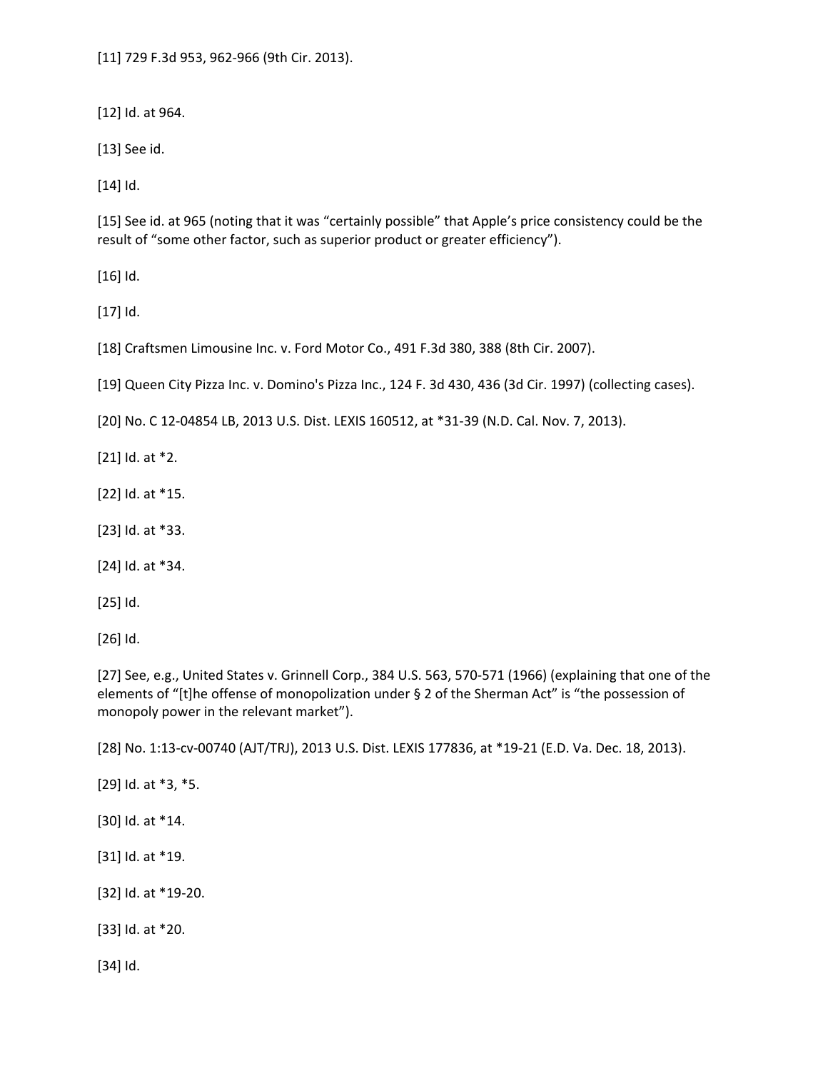[11] 729 F.3d 953, 962-966 (9th Cir. 2013).

[12] Id. at 964.

[13] See id.

[14] Id.

[15] See id. at 965 (noting that it was "certainly possible" that Apple's price consistency could be the result of "some other factor, such as superior product or greater efficiency").

[16] Id.

[17] Id.

[18] Craftsmen Limousine Inc. v. Ford Motor Co., 491 F.3d 380, 388 (8th Cir. 2007).

[19] Queen City Pizza Inc. v. Domino's Pizza Inc., 124 F. 3d 430, 436 (3d Cir. 1997) (collecting cases).

[20] No. C 12-04854 LB, 2013 U.S. Dist. LEXIS 160512, at *31-39 (N.D. Cal. Nov. 7, 2013).

[21] Id. at *2.

[22] Id. at *15.

[23] Id. at *33.

[24] Id. at *34.

[25] Id.

[26] Id.

[27] See, e.g., United States v. Grinnell Corp., 384 U.S. 563, 570-571 (1966) (explaining that one of the elements of "[t]he offense of monopolization under § 2 of the Sherman Act" is "the possession of monopoly power in the relevant market").

[28] No. 1:13-cv-00740 (AJT/TRJ), 2013 U.S. Dist. LEXIS 177836, at *19-21 (E.D. Va. Dec. 18, 2013).

[29] Id. at *3, *5.

[30] Id. at *14.

[31] Id. at *19.

[32] Id. at *19-20.

[33] Id. at *20.

[34] Id.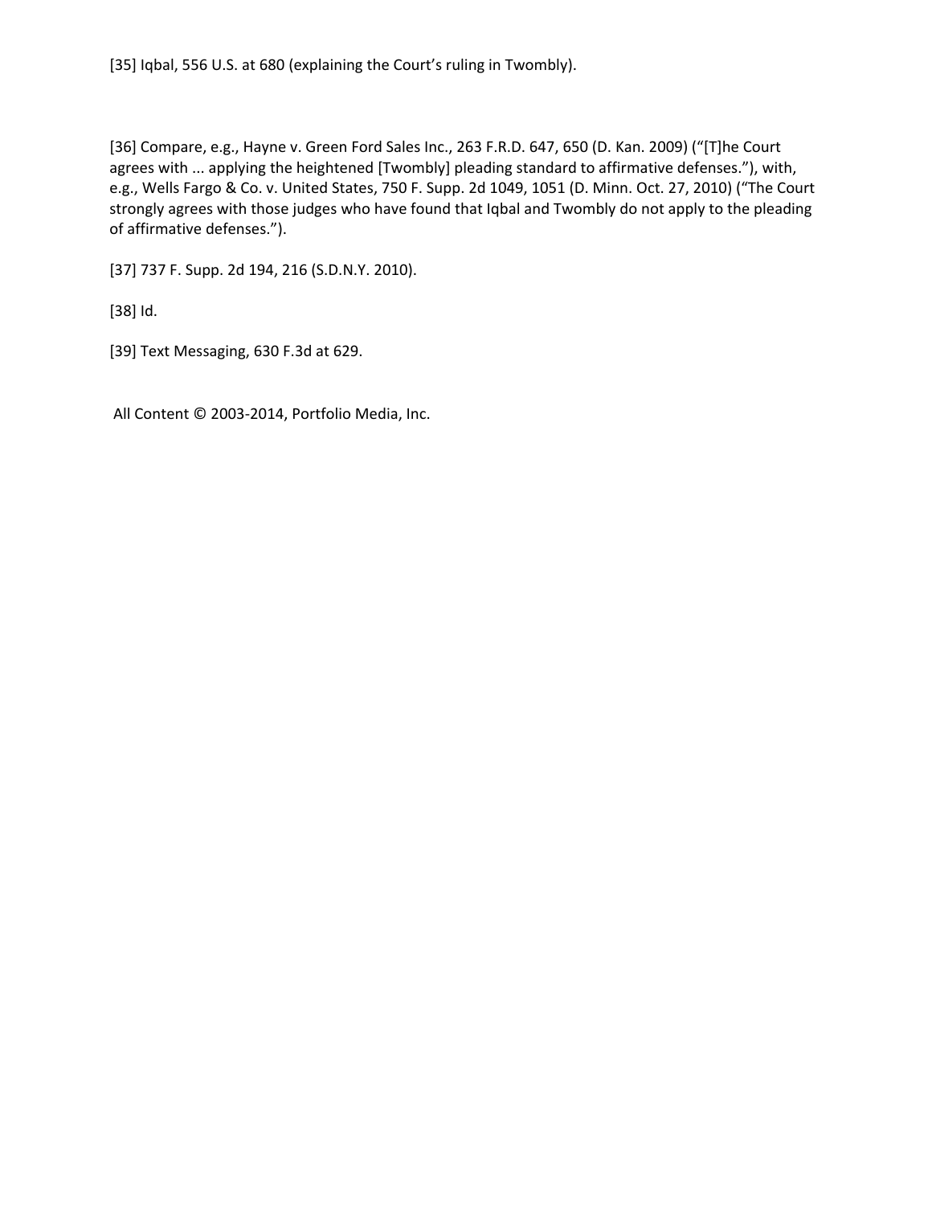[35] Iqbal, 556 U.S. at 680 (explaining the Court's ruling in Twombly).

[36] Compare, e.g., Hayne v. Green Ford Sales Inc., 263 F.R.D. 647, 650 (D. Kan. 2009) ("[T]he Court agrees with ... applying the heightened [Twombly] pleading standard to affirmative defenses."), with, e.g., Wells Fargo & Co. v. United States, 750 F. Supp. 2d 1049, 1051 (D. Minn. Oct. 27, 2010) ("The Court strongly agrees with those judges who have found that Iqbal and Twombly do not apply to the pleading of affirmative defenses.").

[37] 737 F. Supp. 2d 194, 216 (S.D.N.Y. 2010).

[38] Id.

[39] Text Messaging, 630 F.3d at 629.

All Content © 2003-2014, Portfolio Media, Inc.